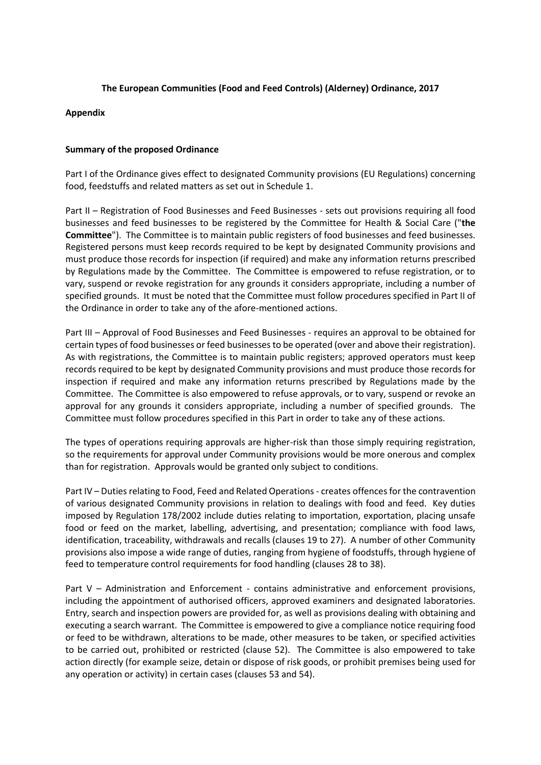**The European Communities (Food and Feed Controls) (Alderney) Ordinance, 2017**

**Appendix**

**Summary of the proposed Ordinance**

Part I of the Ordinance gives effect to designated Community provisions (EU Regulations) concerning food, feedstuffs and related matters as set out in Schedule 1.

Part II – Registration of Food Businesses and Feed Businesses - sets out provisions requiring all food businesses and feed businesses to be registered by the Committee for Health & Social Care ("**the Committee**"). The Committee is to maintain public registers of food businesses and feed businesses. Registered persons must keep records required to be kept by designated Community provisions and must produce those records for inspection (if required) and make any information returns prescribed by Regulations made by the Committee. The Committee is empowered to refuse registration, or to vary, suspend or revoke registration for any grounds it considers appropriate, including a number of specified grounds. It must be noted that the Committee must follow procedures specified in Part II of the Ordinance in order to take any of the afore-mentioned actions.

Part III – Approval of Food Businesses and Feed Businesses - requires an approval to be obtained for certain types of food businesses or feed businesses to be operated (over and above their registration). As with registrations, the Committee is to maintain public registers; approved operators must keep records required to be kept by designated Community provisions and must produce those records for inspection if required and make any information returns prescribed by Regulations made by the Committee. The Committee is also empowered to refuse approvals, or to vary, suspend or revoke an approval for any grounds it considers appropriate, including a number of specified grounds. The Committee must follow procedures specified in this Part in order to take any of these actions.

The types of operations requiring approvals are higher-risk than those simply requiring registration, so the requirements for approval under Community provisions would be more onerous and complex than for registration. Approvals would be granted only subject to conditions.

Part IV – Duties relating to Food, Feed and Related Operations - creates offences for the contravention of various designated Community provisions in relation to dealings with food and feed. Key duties imposed by Regulation 178/2002 include duties relating to importation, exportation, placing unsafe food or feed on the market, labelling, advertising, and presentation; compliance with food laws, identification, traceability, withdrawals and recalls (clauses 19 to 27). A number of other Community provisions also impose a wide range of duties, ranging from hygiene of foodstuffs, through hygiene of feed to temperature control requirements for food handling (clauses 28 to 38).

Part V – Administration and Enforcement - contains administrative and enforcement provisions, including the appointment of authorised officers, approved examiners and designated laboratories. Entry, search and inspection powers are provided for, as well as provisions dealing with obtaining and executing a search warrant. The Committee is empowered to give a compliance notice requiring food or feed to be withdrawn, alterations to be made, other measures to be taken, or specified activities to be carried out, prohibited or restricted (clause 52). The Committee is also empowered to take action directly (for example seize, detain or dispose of risk goods, or prohibit premises being used for any operation or activity) in certain cases (clauses 53 and 54).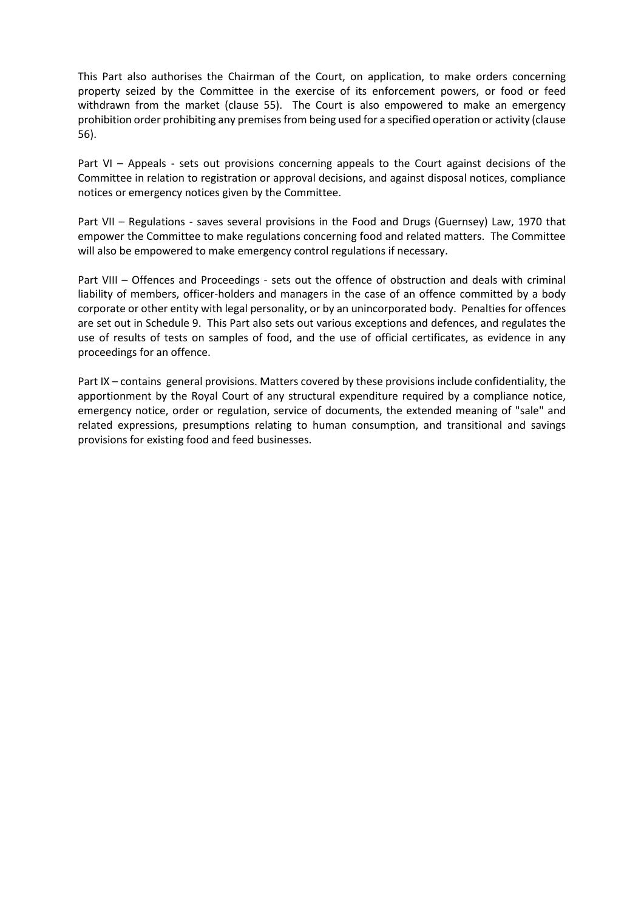This Part also authorises the Chairman of the Court, on application, to make orders concerning property seized by the Committee in the exercise of its enforcement powers, or food or feed withdrawn from the market (clause 55). The Court is also empowered to make an emergency prohibition order prohibiting any premises from being used for a specified operation or activity (clause 56).

Part VI – Appeals - sets out provisions concerning appeals to the Court against decisions of the Committee in relation to registration or approval decisions, and against disposal notices, compliance notices or emergency notices given by the Committee.

Part VII – Regulations - saves several provisions in the Food and Drugs (Guernsey) Law, 1970 that empower the Committee to make regulations concerning food and related matters. The Committee will also be empowered to make emergency control regulations if necessary.

Part VIII – Offences and Proceedings - sets out the offence of obstruction and deals with criminal liability of members, officer-holders and managers in the case of an offence committed by a body corporate or other entity with legal personality, or by an unincorporated body. Penalties for offences are set out in Schedule 9. This Part also sets out various exceptions and defences, and regulates the use of results of tests on samples of food, and the use of official certificates, as evidence in any proceedings for an offence.

Part IX – contains general provisions. Matters covered by these provisions include confidentiality, the apportionment by the Royal Court of any structural expenditure required by a compliance notice, emergency notice, order or regulation, service of documents, the extended meaning of "sale" and related expressions, presumptions relating to human consumption, and transitional and savings provisions for existing food and feed businesses.